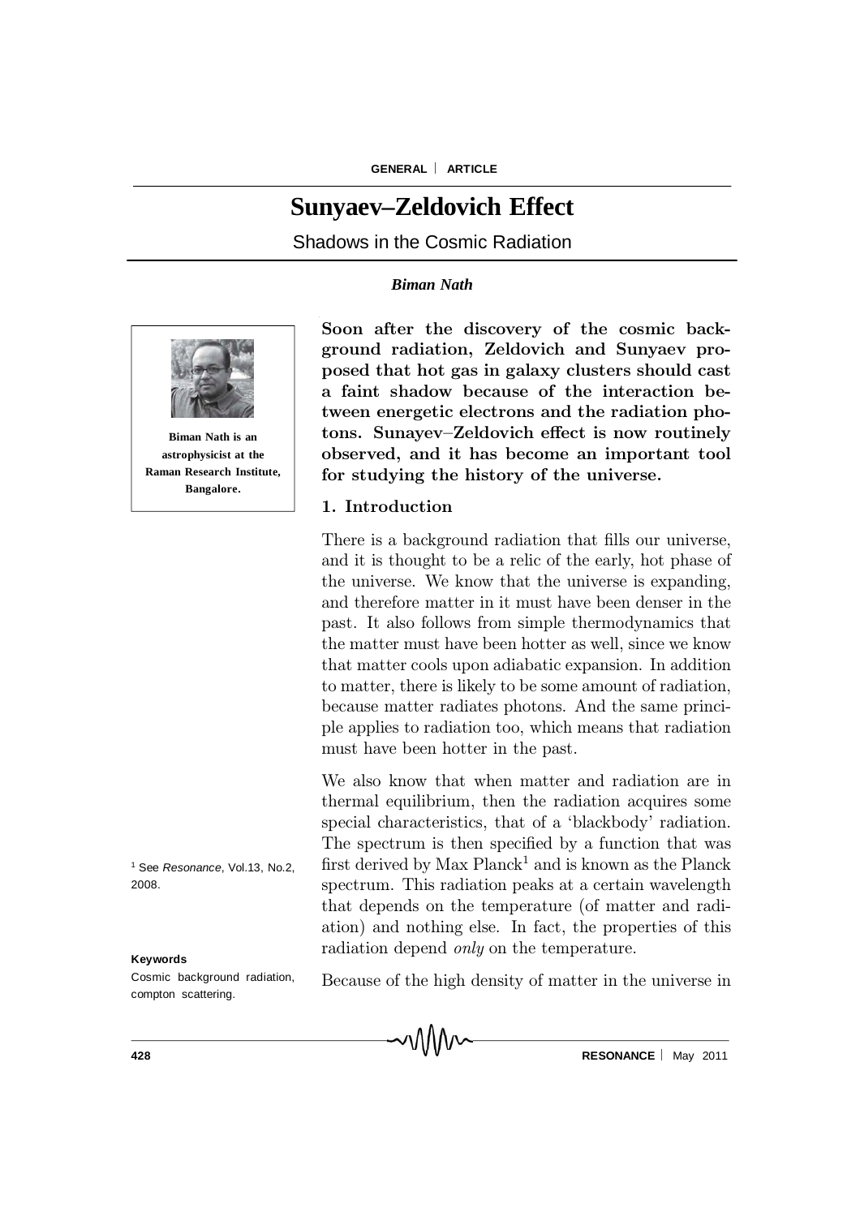# Sunyaev–Zeldovich Effect

Shadows in the Cosmic Radiation

*Biman Nath*

**Biman Nath is an astrophysicist at the Raman Research Institute, Bangalore.**

**Soon after the discovery of the cosmic background radiation, Zeldovich and Sunyaev proposed that hot gas in galaxy clusters should cast a faint shadow because of the interaction between energetic electrons and the radiation photons. Sunayev–Zeldovich effect is now routinely observed, and it has become an important tool for studying the history of the universe.**

## 1. Introduction

There is a background radiation that fills our universe, and it is thought to be a relic of the early, hot phase of the universe. We know that the universe is expanding, and therefore matter in it must have been denser in the past. It also follows from simple thermodynamics that the matter must have been hotter as well, since we know that matter cools upon adiabatic expansion. In addition to matter, there is likely to be some amount of radiation, because matter radiates photons. And the same principle applies to radiation too, which means that radiation must have been hotter in the past.

We also know that when matter and radiation are in thermal equilibrium, then the radiation acquires some special characteristics, that of a 'blackbody' radiation. The spectrum is then specified by a function that was first derived by Max Planck[1] and is known as the Planck spectrum. This radiation peaks at a certain wavelength that depends on the temperature (of matter and radiation) and nothing else. In fact, the properties of this radiation depend *only* on the temperature.

[1] See *Resonance*, Vol.13, No.2, 2008.

**Keywords**

Cosmic background radiation, compton scattering.

Because of the high density of matter in the universe in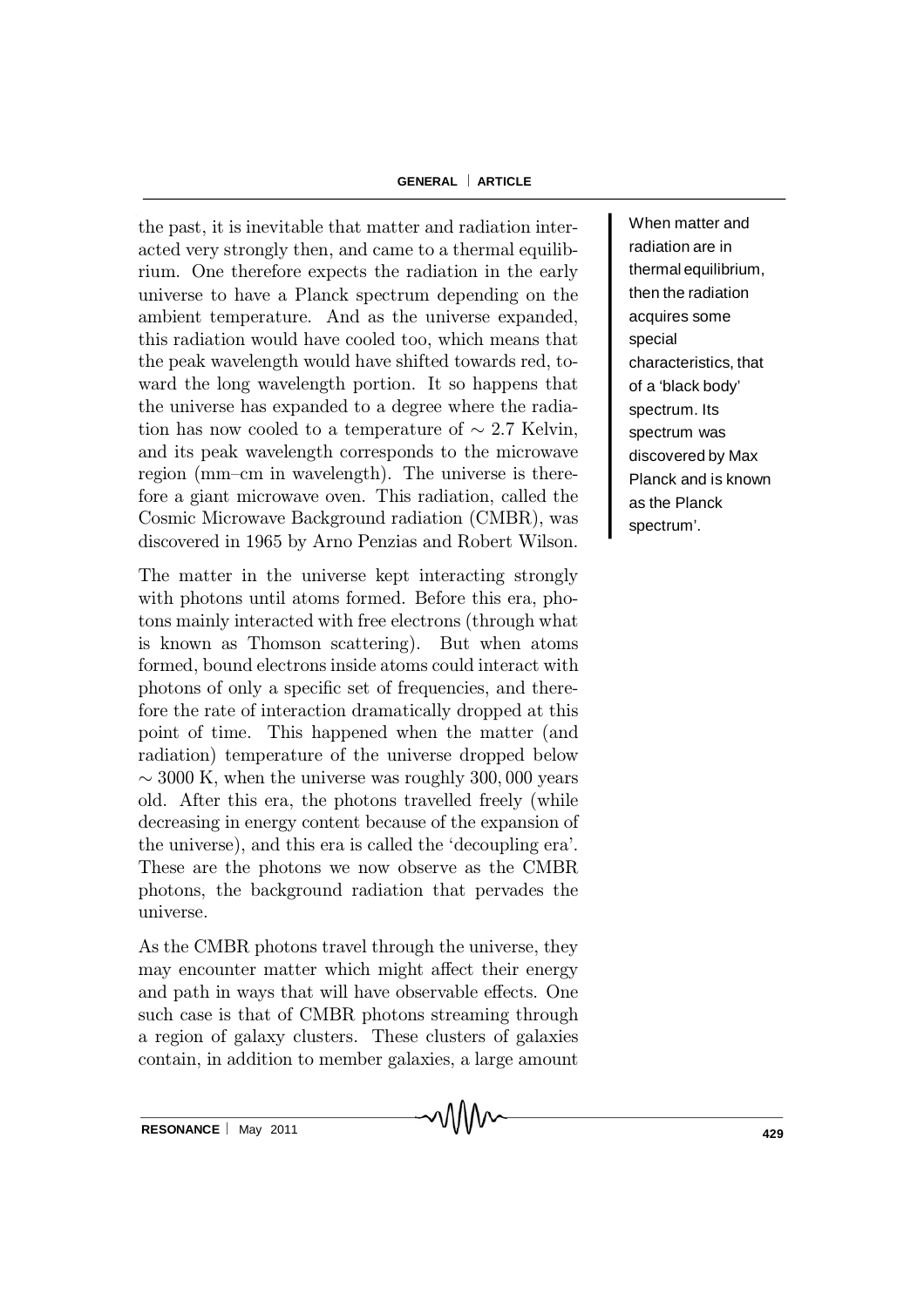the past, it is inevitable that matter and radiation interacted very strongly then, and came to a thermal equilibrium. One therefore expects the radiation in the early universe to have a Planck spectrum depending on the ambient temperature. And as the universe expanded, this radiation would have cooled too, which means that the peak wavelength would have shifted towards red, toward the long wavelength portion. It so happens that the universe has expanded to a degree where the radiation has now cooled to a temperature of $\sim 2.7$ Kelvin, and its peak wavelength corresponds to the microwave region (mm–cm in wavelength). The universe is therefore a giant microwave oven. This radiation, called the Cosmic Microwave Background radiation (CMBR), was discovered in 1965 by Arno Penzias and Robert Wilson.

When matter and radiation are in thermal equilibrium, then the radiation acquires some special characteristics, that of a 'black body' spectrum. Its spectrum was discovered by Max Planck and is known as the Planck spectrum'.

The matter in the universe kept interacting strongly with photons until atoms formed. Before this era, photons mainly interacted with free electrons (through what is known as Thomson scattering). But when atoms formed, bound electrons inside atoms could interact with photons of only a specific set of frequencies, and therefore the rate of interaction dramatically dropped at this point of time. This happened when the matter (and radiation) temperature of the universe dropped below $\sim 3000$ K, when the universe was roughly $300,000$ years old. After this era, the photons travelled freely (while decreasing in energy content because of the expansion of the universe), and this era is called the 'decoupling era'. These are the photons we now observe as the CMBR photons, the background radiation that pervades the universe.

As the CMBR photons travel through the universe, they may encounter matter which might affect their energy and path in ways that will have observable effects. One such case is that of CMBR photons streaming through a region of galaxy clusters. These clusters of galaxies contain, in addition to member galaxies, a large amount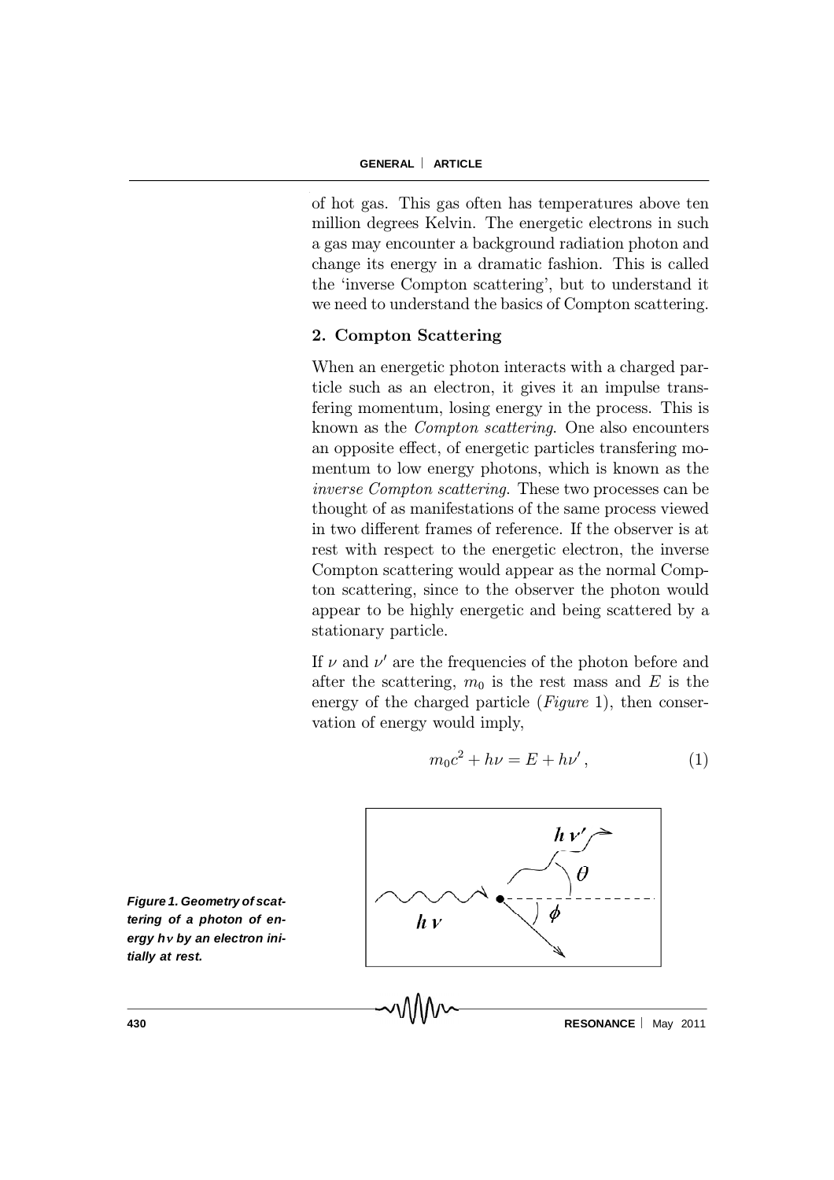of hot gas. This gas often has temperatures above ten million degrees Kelvin. The energetic electrons in such a gas may encounter a background radiation photon and change its energy in a dramatic fashion. This is called the 'inverse Compton scattering', but to understand it we need to understand the basics of Compton scattering.

## 2. Compton Scattering

When an energetic photon interacts with a charged particle such as an electron, it gives it an impulse transfering momentum, losing energy in the process. This is known as the *Compton scattering*. One also encounters an opposite effect, of energetic particles transfering momentum to low energy photons, which is known as the *inverse Compton scattering*. These two processes can be thought of as manifestations of the same process viewed in two different frames of reference. If the observer is at rest with respect to the energetic electron, the inverse Compton scattering would appear as the normal Compton scattering, since to the observer the photon would appear to be highly energetic and being scattered by a stationary particle.

If $\nu$ and $\nu'$ are the frequencies of the photon before and after the scattering, $m_0$ is the rest mass and $E$ is the energy of the charged particle (*Figure* 1), then conservation of energy would imply,

$$m_0c^2 + h\nu = E + h\nu' \,, \tag{1}$$

$h\nu'$

$\theta$

$h\nu$

$\phi$

**Figure 1. Geometry of scattering of a photon of energy $h\nu$ by an electron initially at rest.**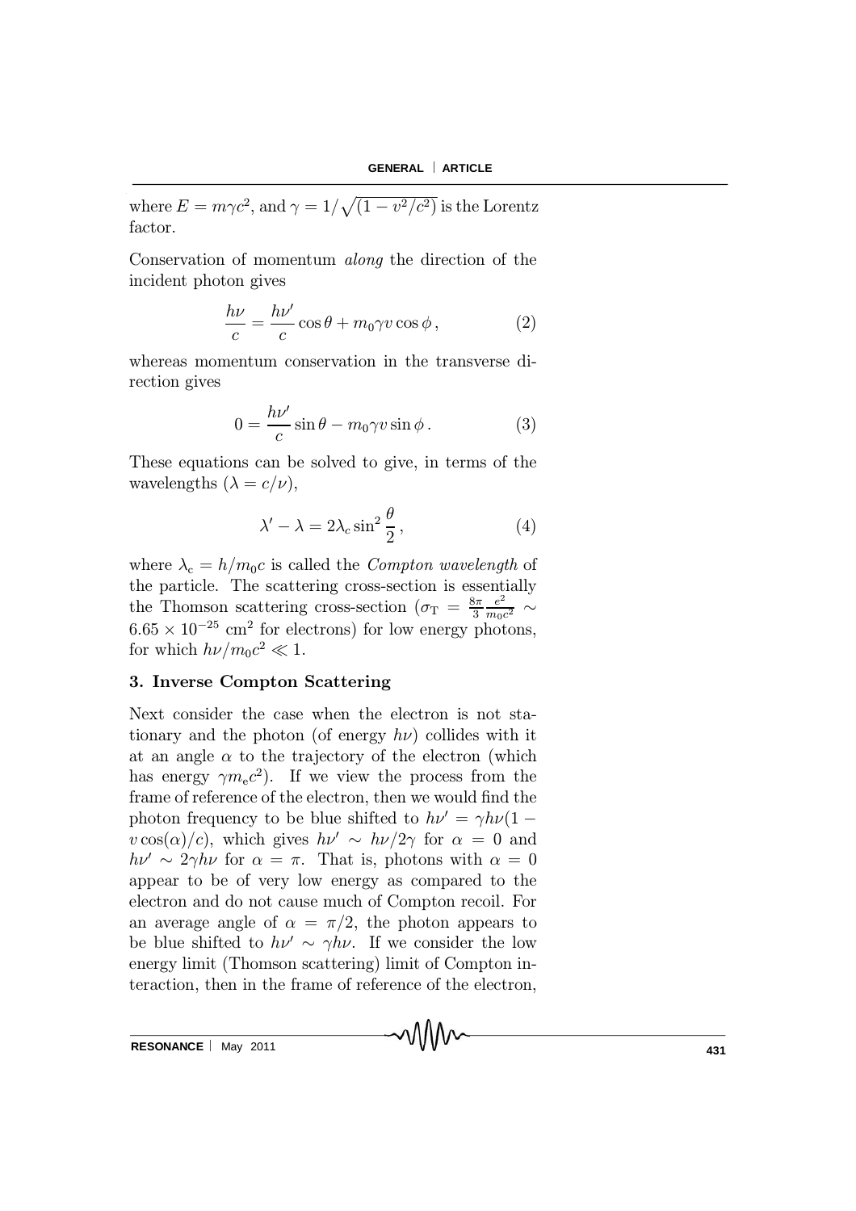where $E = m\gamma c^2$, and $\gamma = 1/\sqrt{(1 - v^2/c^2)}$ is the Lorentz factor.

Conservation of momentum *along* the direction of the incident photon gives

$$\frac{h\nu}{c} = \frac{h\nu'}{c}\cos\theta + m_0\gamma v\cos\phi\,, \tag{2}$$

whereas momentum conservation in the transverse direction gives

$$0 = \frac{h\nu'}{c}\sin\theta - m_0\gamma v\sin\phi\,. \tag{3}$$

These equations can be solved to give, in terms of the wavelengths ($\lambda = c/\nu$),

$$\lambda' - \lambda = 2\lambda_c \sin^2\frac{\theta}{2}\,, \tag{4}$$

where $\lambda_c = h/m_0c$ is called the *Compton wavelength* of the particle. The scattering cross-section is essentially the Thomson scattering cross-section ($\sigma_T = \frac{8\pi}{3}\frac{e^2}{m_0c^2} \sim 6.65 \times 10^{-25}$ cm$^2$ for electrons) for low energy photons, for which $h\nu/m_0c^2 \ll 1$.

## 3. Inverse Compton Scattering

Next consider the case when the electron is not stationary and the photon (of energy $h\nu$) collides with it at an angle $\alpha$ to the trajectory of the electron (which has energy $\gamma m_e c^2$). If we view the process from the frame of reference of the electron, then we would find the photon frequency to be blue shifted to $h\nu' = \gamma h\nu(1 - v\cos(\alpha)/c)$, which gives $h\nu' \sim h\nu/2\gamma$ for $\alpha = 0$ and $h\nu' \sim 2\gamma h\nu$ for $\alpha = \pi$. That is, photons with $\alpha = 0$ appear to be of very low energy as compared to the electron and do not cause much of Compton recoil. For an average angle of $\alpha = \pi/2$, the photon appears to be blue shifted to $h\nu' \sim \gamma h\nu$. If we consider the low energy limit (Thomson scattering) limit of Compton interaction, then in the frame of reference of the electron,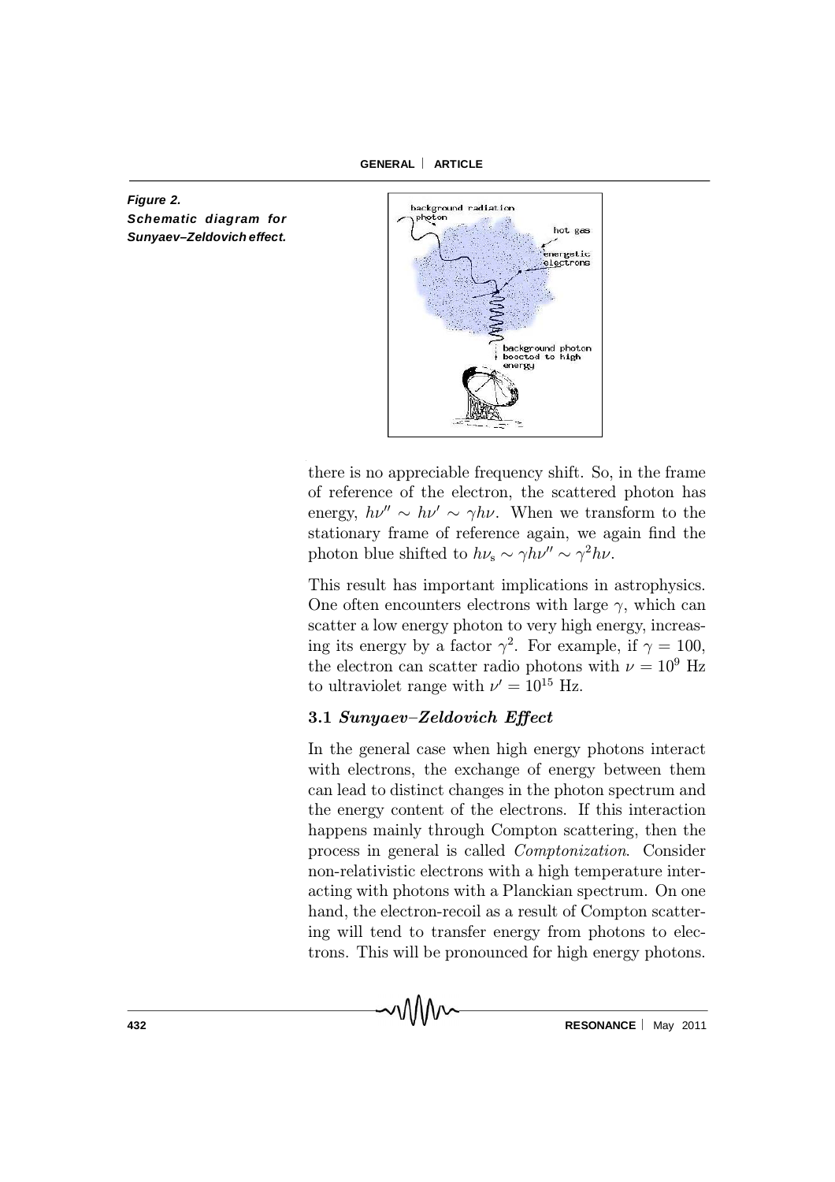**Figure 2. Schematic diagram for Sunyaev–Zeldovich effect.**

background radiation photon

hot gas

energetic electrons

background photon boosted to high energy

there is no appreciable frequency shift. So, in the frame of reference of the electron, the scattered photon has energy, $h\nu'' \sim h\nu' \sim \gamma h\nu$. When we transform to the stationary frame of reference again, we again find the photon blue shifted to $h\nu_s \sim \gamma h\nu'' \sim \gamma^2 h\nu$.

This result has important implications in astrophysics. One often encounters electrons with large $\gamma$, which can scatter a low energy photon to very high energy, increasing its energy by a factor $\gamma^2$. For example, if $\gamma = 100$, the electron can scatter radio photons with $\nu = 10^9$ Hz to ultraviolet range with $\nu' = 10^{15}$ Hz.

### 3.1 *Sunyaev–Zeldovich Effect*

In the general case when high energy photons interact with electrons, the exchange of energy between them can lead to distinct changes in the photon spectrum and the energy content of the electrons. If this interaction happens mainly through Compton scattering, then the process in general is called *Comptonization*. Consider non-relativistic electrons with a high temperature interacting with photons with a Planckian spectrum. On one hand, the electron-recoil as a result of Compton scattering will tend to transfer energy from photons to electrons. This will be pronounced for high energy photons.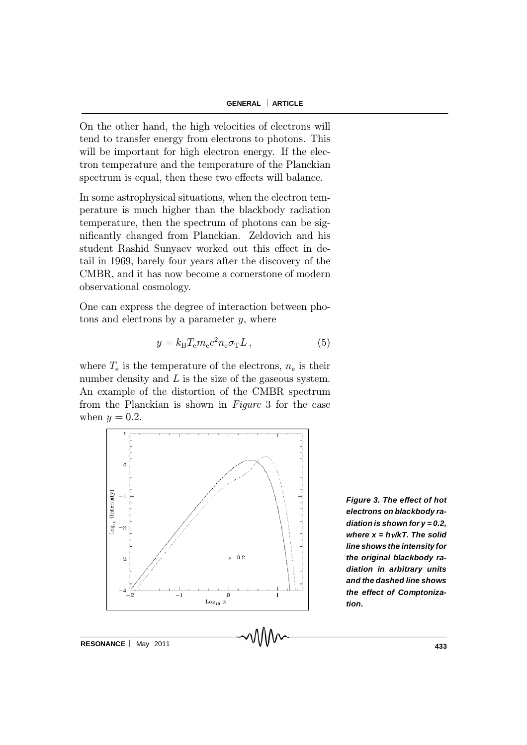On the other hand, the high velocities of electrons will tend to transfer energy from electrons to photons. This will be important for high electron energy. If the electron temperature and the temperature of the Planckian spectrum is equal, then these two effects will balance.

In some astrophysical situations, when the electron temperature is much higher than the blackbody radiation temperature, then the spectrum of photons can be significantly changed from Planckian. Zeldovich and his student Rashid Sunyaev worked out this effect in detail in 1969, barely four years after the discovery of the CMBR, and it has now become a cornerstone of modern observational cosmology.

One can express the degree of interaction between photons and electrons by a parameter $y$, where

$$y = k_{\mathrm{B}} T_{\mathrm{e}} m_{\mathrm{e}} c^2 n_{\mathrm{e}} \sigma_{\mathrm{T}} L \,, \tag{5}$$

where $T_{\mathrm{e}}$ is the temperature of the electrons, $n_{\mathrm{e}}$ is their number density and $L$ is the size of the gaseous system. An example of the distortion of the CMBR spectrum from the Planckian is shown in *Figure* 3 for the case when $y = 0.2$.

1
0
−1
−2
−3
−4
Log$_{10}$ (Intensity)
−2
−1
0
1
Log$_{10}$ x
y=0.2

***Figure 3. The effect of hot electrons on blackbody radiation is shown for y = 0.2, where x = hν/kT. The solid line shows the intensity for the original blackbody radiation in arbitrary units and the dashed line shows the effect of Comptonization.***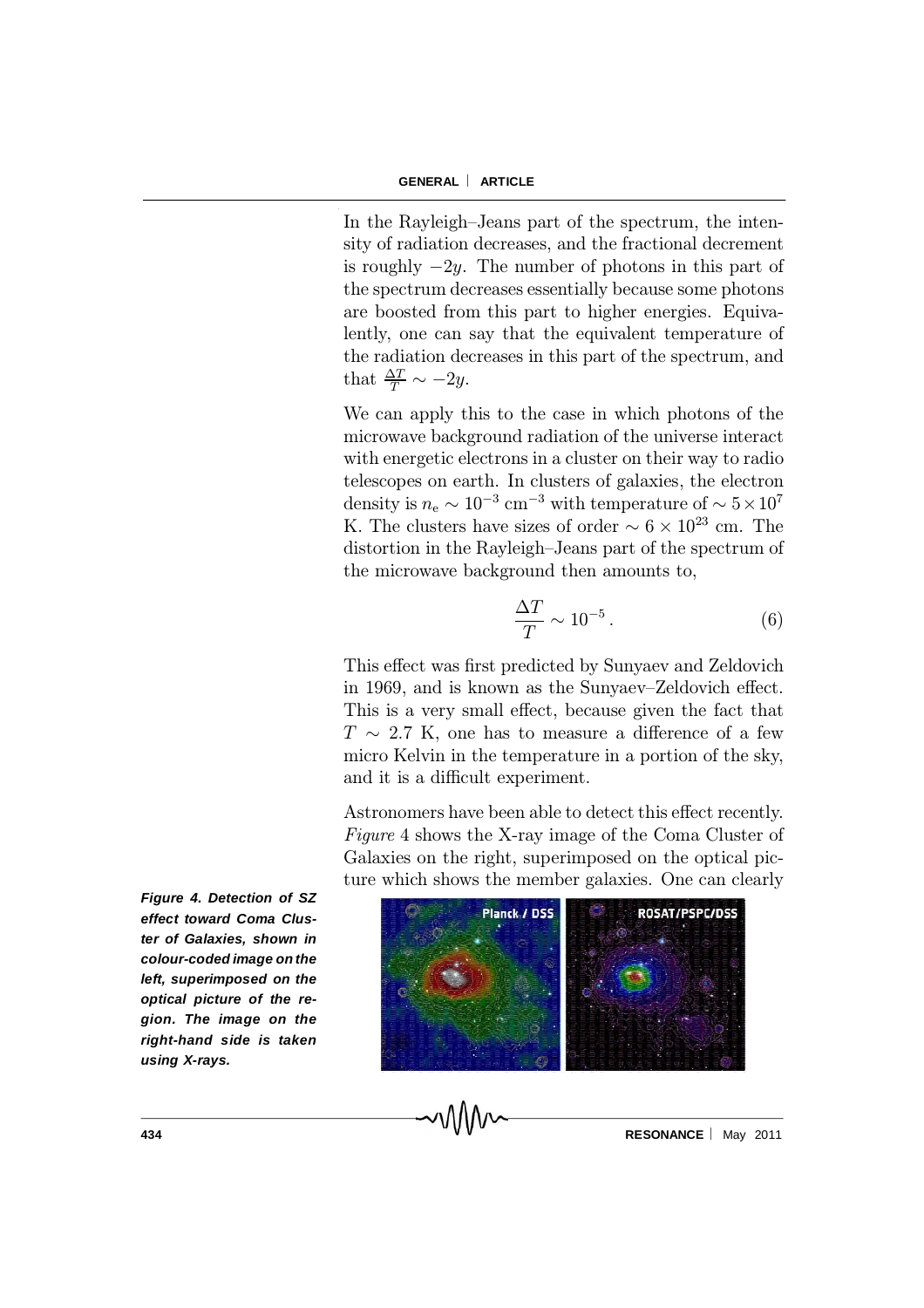In the Rayleigh–Jeans part of the spectrum, the intensity of radiation decreases, and the fractional decrement is roughly $-2y$. The number of photons in this part of the spectrum decreases essentially because some photons are boosted from this part to higher energies. Equivalently, one can say that the equivalent temperature of the radiation decreases in this part of the spectrum, and that $\frac{\Delta T}{T} \sim -2y$.

We can apply this to the case in which photons of the microwave background radiation of the universe interact with energetic electrons in a cluster on their way to radio telescopes on earth. In clusters of galaxies, the electron density is $n_e \sim 10^{-3}$ cm$^{-3}$ with temperature of $\sim 5 \times 10^7$ K. The clusters have sizes of order $\sim 6 \times 10^{23}$ cm. The distortion in the Rayleigh–Jeans part of the spectrum of the microwave background then amounts to,

$$\frac{\Delta T}{T} \sim 10^{-5} . \tag{6}$$

This effect was first predicted by Sunyaev and Zeldovich in 1969, and is known as the Sunyaev–Zeldovich effect. This is a very small effect, because given the fact that $T \sim 2.7$ K, one has to measure a difference of a few micro Kelvin in the temperature in a portion of the sky, and it is a difficult experiment.

Astronomers have been able to detect this effect recently. *Figure* 4 shows the X-ray image of the Coma Cluster of Galaxies on the right, superimposed on the optical picture which shows the member galaxies. One can clearly

Planck / DSS

ROSAT/PSPC/DSS

***Figure 4. Detection of SZ effect toward Coma Cluster of Galaxies, shown in colour-coded image on the left, superimposed on the optical picture of the region. The image on the right-hand side is taken using X-rays.***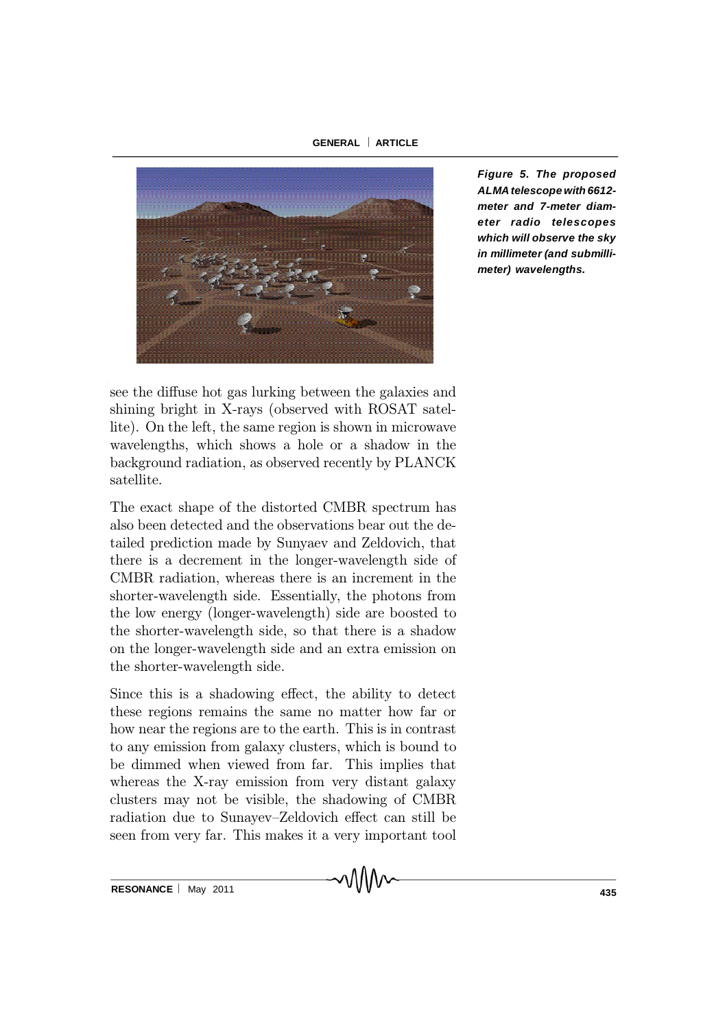*Figure 5. The proposed ALMA telescope with 6612-meter and 7-meter diameter radio telescopes which will observe the sky in millimeter (and submillimeter) wavelengths.*

see the diffuse hot gas lurking between the galaxies and shining bright in X-rays (observed with ROSAT satellite). On the left, the same region is shown in microwave wavelengths, which shows a hole or a shadow in the background radiation, as observed recently by PLANCK satellite.

The exact shape of the distorted CMBR spectrum has also been detected and the observations bear out the detailed prediction made by Sunyaev and Zeldovich, that there is a decrement in the longer-wavelength side of CMBR radiation, whereas there is an increment in the shorter-wavelength side. Essentially, the photons from the low energy (longer-wavelength) side are boosted to the shorter-wavelength side, so that there is a shadow on the longer-wavelength side and an extra emission on the shorter-wavelength side.

Since this is a shadowing effect, the ability to detect these regions remains the same no matter how far or how near the regions are to the earth. This is in contrast to any emission from galaxy clusters, which is bound to be dimmed when viewed from far. This implies that whereas the X-ray emission from very distant galaxy clusters may not be visible, the shadowing of CMBR radiation due to Sunayev–Zeldovich effect can still be seen from very far. This makes it a very important tool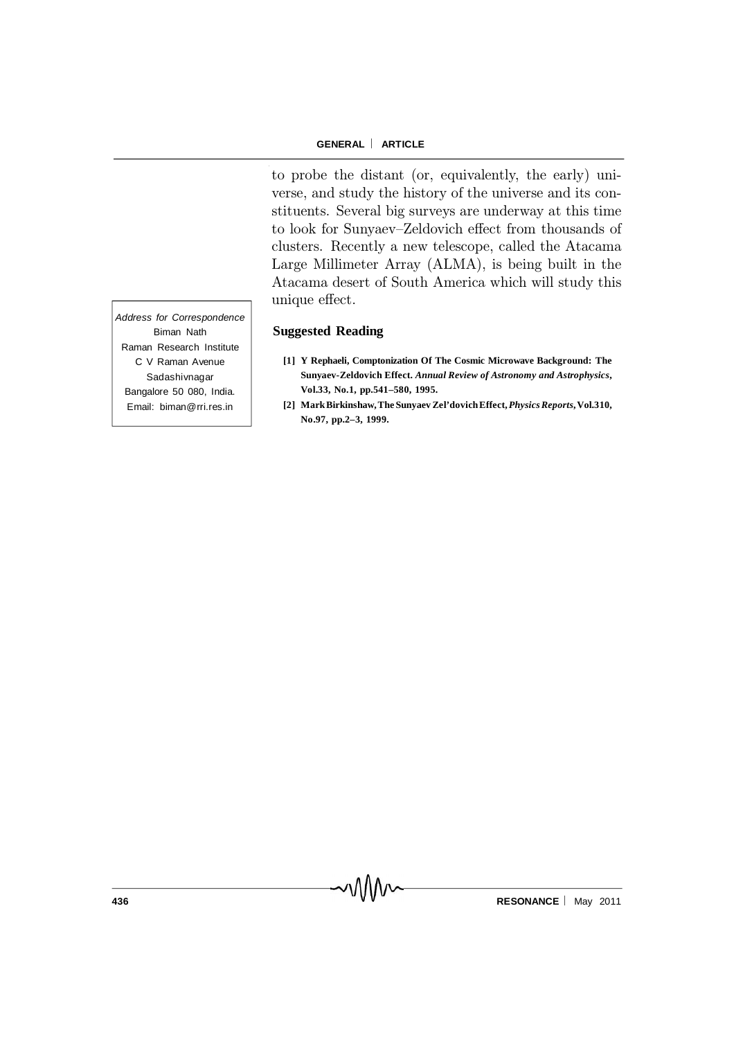to probe the distant (or, equivalently, the early) universe, and study the history of the universe and its constituents. Several big surveys are underway at this time to look for Sunyaev–Zeldovich effect from thousands of clusters. Recently a new telescope, called the Atacama Large Millimeter Array (ALMA), is being built in the Atacama desert of South America which will study this unique effect.

## Suggested Reading

**[1] Y Rephaeli, Comptonization Of The Cosmic Microwave Background: The Sunyaev-Zeldovich Effect. *Annual Review of Astronomy and Astrophysics*, Vol.33, No.1, pp.541–580, 1995.**

**[2] Mark Birkinshaw, The Sunyaev Zel'dovich Effect, *Physics Reports*, Vol.310, No.97, pp.2–3, 1999.**

*Address for Correspondence*
Biman Nath
Raman Research Institute
C V Raman Avenue
Sadashivnagar
Bangalore 50 080, India.
Email: biman@rri.res.in